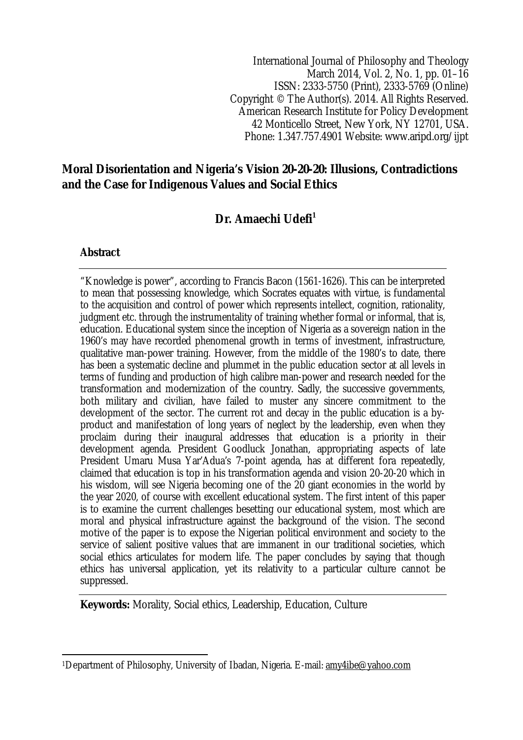International Journal of Philosophy and Theology
March 2014, Vol. 2, No. 1, pp. 01–16
ISSN: 2333-5750 (Print), 2333-5769 (Online)
Copyright © The Author(s). 2014. All Rights Reserved.
American Research Institute for Policy Development
42 Monticello Street, New York, NY 12701, USA.
Phone: 1.347.757.4901 Website: www.aripd.org/ijpt

# Moral Disorientation and Nigeria's Vision 20-20-20: Illusions, Contradictions and the Case for Indigenous Values and Social Ethics

## Dr. Amaechi Udefi[1]

### Abstract

"Knowledge is power", according to Francis Bacon (1561-1626). This can be interpreted to mean that possessing knowledge, which Socrates equates with virtue, is fundamental to the acquisition and control of power which represents intellect, cognition, rationality, judgment etc. through the instrumentality of training whether formal or informal, that is, education. Educational system since the inception of Nigeria as a sovereign nation in the 1960's may have recorded phenomenal growth in terms of investment, infrastructure, qualitative man-power training. However, from the middle of the 1980's to date, there has been a systematic decline and plummet in the public education sector at all levels in terms of funding and production of high calibre man-power and research needed for the transformation and modernization of the country. Sadly, the successive governments, both military and civilian, have failed to muster any sincere commitment to the development of the sector. The current rot and decay in the public education is a by-product and manifestation of long years of neglect by the leadership, even when they proclaim during their inaugural addresses that education is a priority in their development agenda. President Goodluck Jonathan, appropriating aspects of late President Umaru Musa Yar'Adua's 7-point agenda, has at different fora repeatedly, claimed that education is top in his transformation agenda and vision 20-20-20 which in his wisdom, will see Nigeria becoming one of the 20 giant economies in the world by the year 2020, of course with excellent educational system. The first intent of this paper is to examine the current challenges besetting our educational system, most which are moral and physical infrastructure against the background of the vision. The second motive of the paper is to expose the Nigerian political environment and society to the service of salient positive values that are immanent in our traditional societies, which social ethics articulates for modern life. The paper concludes by saying that though ethics has universal application, yet its relativity to a particular culture cannot be suppressed.

**Keywords:** Morality, Social ethics, Leadership, Education, Culture

---

[1]Department of Philosophy, University of Ibadan, Nigeria. E-mail: amy4ibe@yahoo.com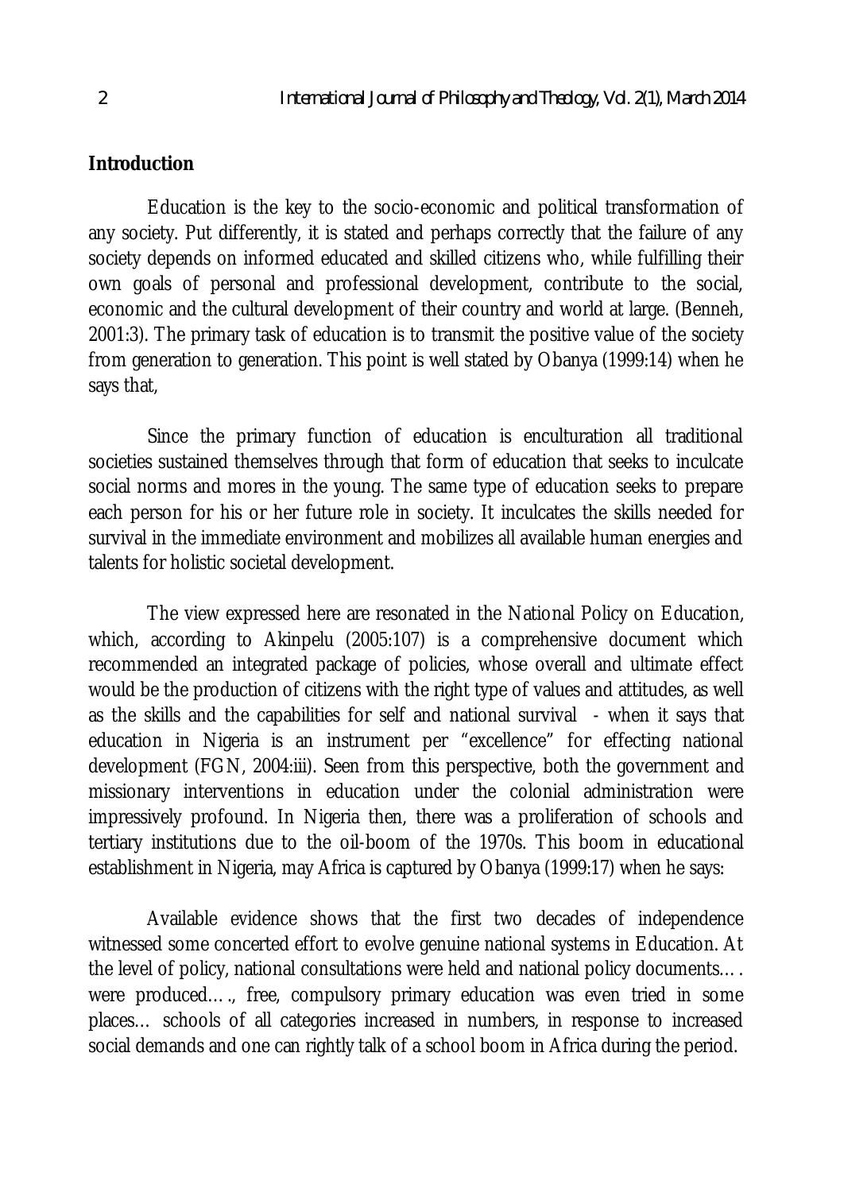## Introduction

Education is the key to the socio-economic and political transformation of any society. Put differently, it is stated and perhaps correctly that the failure of any society depends on informed educated and skilled citizens who, while fulfilling their own goals of personal and professional development, contribute to the social, economic and the cultural development of their country and world at large. (Benneh, 2001:3). The primary task of education is to transmit the positive value of the society from generation to generation. This point is well stated by Obanya (1999:14) when he says that,

> Since the primary function of education is enculturation all traditional societies sustained themselves through that form of education that seeks to inculcate social norms and mores in the young. The same type of education seeks to prepare each person for his or her future role in society. It inculcates the skills needed for survival in the immediate environment and mobilizes all available human energies and talents for holistic societal development.

The view expressed here are resonated in the National Policy on Education, which, according to Akinpelu (2005:107) is a comprehensive document which recommended an integrated package of policies, whose overall and ultimate effect would be the production of citizens with the right type of values and attitudes, as well as the skills and the capabilities for self and national survival - when it says that education in Nigeria is an instrument per "excellence" for effecting national development (FGN, 2004:iii). Seen from this perspective, both the government and missionary interventions in education under the colonial administration were impressively profound. In Nigeria then, there was a proliferation of schools and tertiary institutions due to the oil-boom of the 1970s. This boom in educational establishment in Nigeria, may Africa is captured by Obanya (1999:17) when he says:

> Available evidence shows that the first two decades of independence witnessed some concerted effort to evolve genuine national systems in Education. At the level of policy, national consultations were held and national policy documents…. were produced…., free, compulsory primary education was even tried in some places… schools of all categories increased in numbers, in response to increased social demands and one can rightly talk of a school boom in Africa during the period.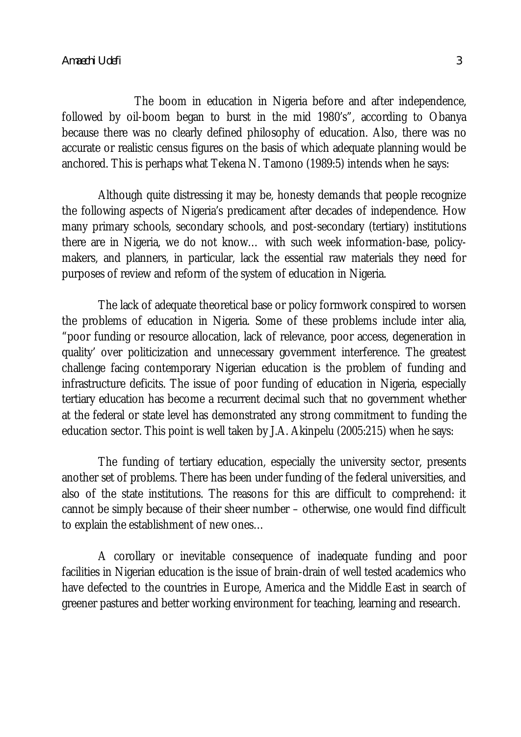The boom in education in Nigeria before and after independence, followed by oil-boom began to burst in the mid 1980's", according to Obanya because there was no clearly defined philosophy of education. Also, there was no accurate or realistic census figures on the basis of which adequate planning would be anchored. This is perhaps what Tekena N. Tamono (1989:5) intends when he says:

> Although quite distressing it may be, honesty demands that people recognize the following aspects of Nigeria's predicament after decades of independence. How many primary schools, secondary schools, and post-secondary (tertiary) institutions there are in Nigeria, we do not know… with such week information-base, policy-makers, and planners, in particular, lack the essential raw materials they need for purposes of review and reform of the system of education in Nigeria.

The lack of adequate theoretical base or policy formwork conspired to worsen the problems of education in Nigeria. Some of these problems include inter alia, "poor funding or resource allocation, lack of relevance, poor access, degeneration in quality' over politicization and unnecessary government interference. The greatest challenge facing contemporary Nigerian education is the problem of funding and infrastructure deficits. The issue of poor funding of education in Nigeria, especially tertiary education has become a recurrent decimal such that no government whether at the federal or state level has demonstrated any strong commitment to funding the education sector. This point is well taken by J.A. Akinpelu (2005:215) when he says:

> The funding of tertiary education, especially the university sector, presents another set of problems. There has been under funding of the federal universities, and also of the state institutions. The reasons for this are difficult to comprehend: it cannot be simply because of their sheer number – otherwise, one would find difficult to explain the establishment of new ones…

A corollary or inevitable consequence of inadequate funding and poor facilities in Nigerian education is the issue of brain-drain of well tested academics who have defected to the countries in Europe, America and the Middle East in search of greener pastures and better working environment for teaching, learning and research.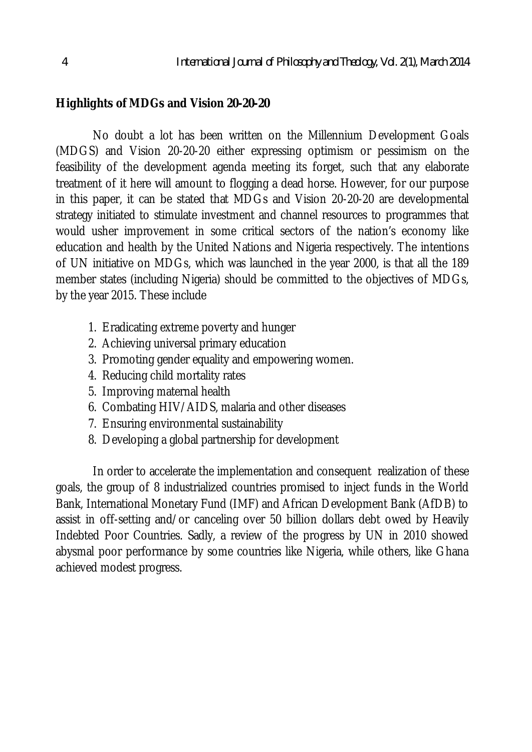## Highlights of MDGs and Vision 20-20-20

No doubt a lot has been written on the Millennium Development Goals (MDGS) and Vision 20-20-20 either expressing optimism or pessimism on the feasibility of the development agenda meeting its forget, such that any elaborate treatment of it here will amount to flogging a dead horse. However, for our purpose in this paper, it can be stated that MDGs and Vision 20-20-20 are developmental strategy initiated to stimulate investment and channel resources to programmes that would usher improvement in some critical sectors of the nation's economy like education and health by the United Nations and Nigeria respectively. The intentions of UN initiative on MDGs, which was launched in the year 2000, is that all the 189 member states (including Nigeria) should be committed to the objectives of MDGs, by the year 2015. These include

1. Eradicating extreme poverty and hunger
2. Achieving universal primary education
3. Promoting gender equality and empowering women.
4. Reducing child mortality rates
5. Improving maternal health
6. Combating HIV/AIDS, malaria and other diseases
7. Ensuring environmental sustainability
8. Developing a global partnership for development

In order to accelerate the implementation and consequent realization of these goals, the group of 8 industrialized countries promised to inject funds in the World Bank, International Monetary Fund (IMF) and African Development Bank (AfDB) to assist in off-setting and/or canceling over 50 billion dollars debt owed by Heavily Indebted Poor Countries. Sadly, a review of the progress by UN in 2010 showed abysmal poor performance by some countries like Nigeria, while others, like Ghana achieved modest progress.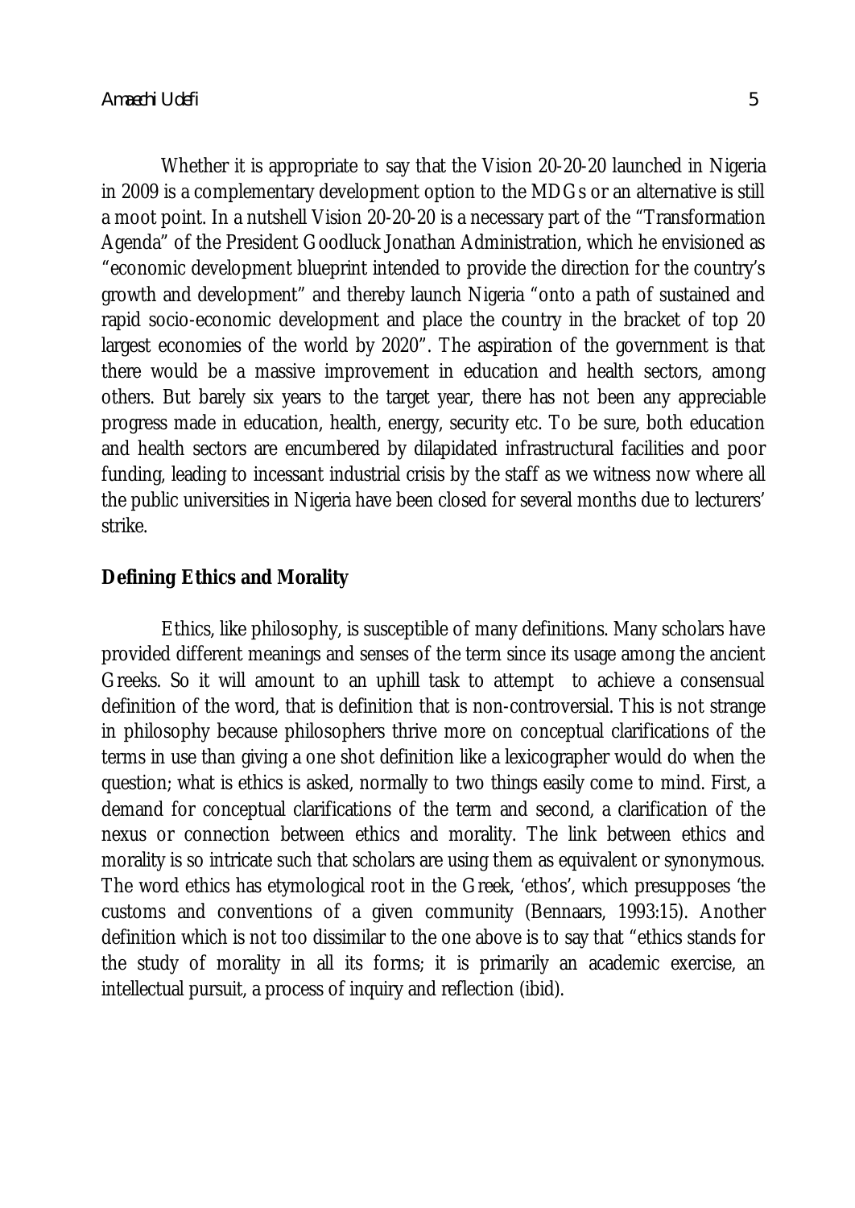Whether it is appropriate to say that the Vision 20-20-20 launched in Nigeria in 2009 is a complementary development option to the MDGs or an alternative is still a moot point. In a nutshell Vision 20-20-20 is a necessary part of the "Transformation Agenda" of the President Goodluck Jonathan Administration, which he envisioned as "economic development blueprint intended to provide the direction for the country's growth and development" and thereby launch Nigeria "onto a path of sustained and rapid socio-economic development and place the country in the bracket of top 20 largest economies of the world by 2020". The aspiration of the government is that there would be a massive improvement in education and health sectors, among others. But barely six years to the target year, there has not been any appreciable progress made in education, health, energy, security etc. To be sure, both education and health sectors are encumbered by dilapidated infrastructural facilities and poor funding, leading to incessant industrial crisis by the staff as we witness now where all the public universities in Nigeria have been closed for several months due to lecturers' strike.

## Defining Ethics and Morality

Ethics, like philosophy, is susceptible of many definitions. Many scholars have provided different meanings and senses of the term since its usage among the ancient Greeks. So it will amount to an uphill task to attempt to achieve a consensual definition of the word, that is definition that is non-controversial. This is not strange in philosophy because philosophers thrive more on conceptual clarifications of the terms in use than giving a one shot definition like a lexicographer would do when the question; what is ethics is asked, normally to two things easily come to mind. First, a demand for conceptual clarifications of the term and second, a clarification of the nexus or connection between ethics and morality. The link between ethics and morality is so intricate such that scholars are using them as equivalent or synonymous. The word ethics has etymological root in the Greek, 'ethos', which presupposes 'the customs and conventions of a given community (Bennaars, 1993:15). Another definition which is not too dissimilar to the one above is to say that "ethics stands for the study of morality in all its forms; it is primarily an academic exercise, an intellectual pursuit, a process of inquiry and reflection (ibid).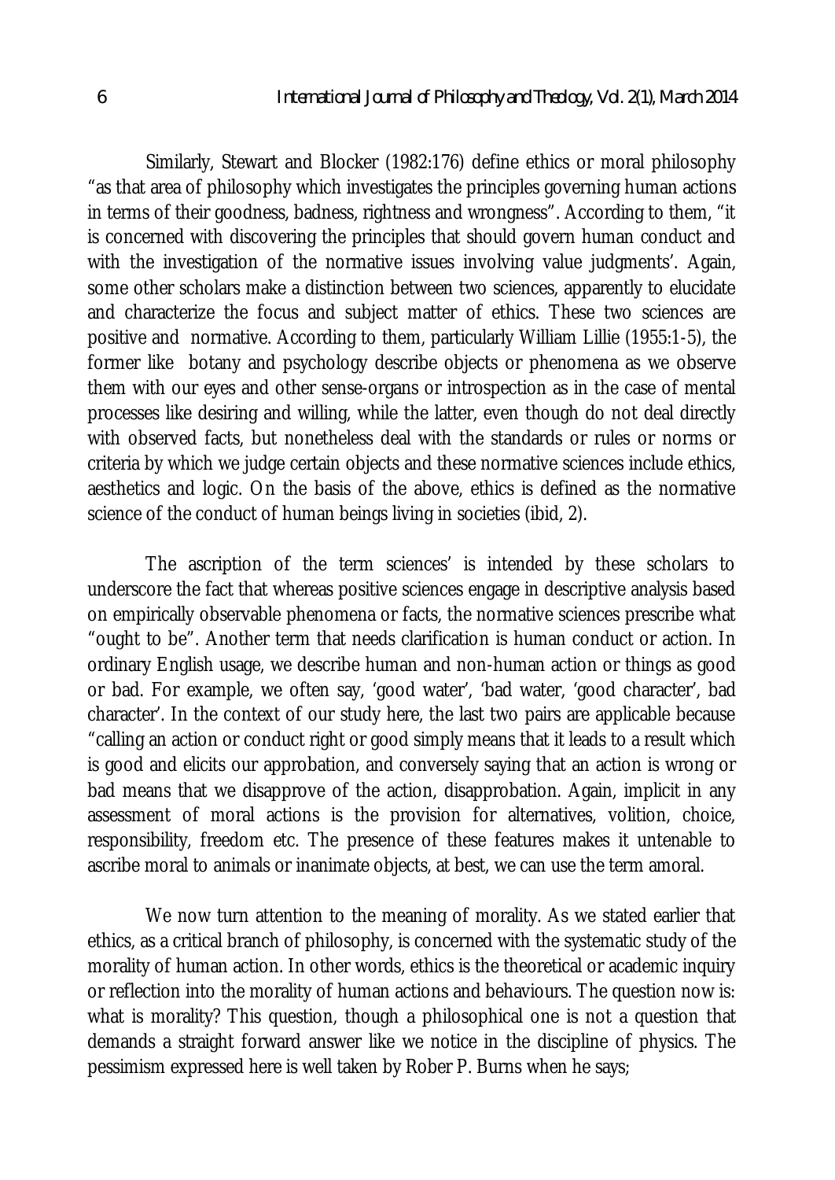Similarly, Stewart and Blocker (1982:176) define ethics or moral philosophy "as that area of philosophy which investigates the principles governing human actions in terms of their goodness, badness, rightness and wrongness". According to them, "it is concerned with discovering the principles that should govern human conduct and with the investigation of the normative issues involving value judgments'. Again, some other scholars make a distinction between two sciences, apparently to elucidate and characterize the focus and subject matter of ethics. These two sciences are positive and normative. According to them, particularly William Lillie (1955:1-5), the former like botany and psychology describe objects or phenomena as we observe them with our eyes and other sense-organs or introspection as in the case of mental processes like desiring and willing, while the latter, even though do not deal directly with observed facts, but nonetheless deal with the standards or rules or norms or criteria by which we judge certain objects and these normative sciences include ethics, aesthetics and logic. On the basis of the above, ethics is defined as the normative science of the conduct of human beings living in societies (ibid, 2).

The ascription of the term sciences' is intended by these scholars to underscore the fact that whereas positive sciences engage in descriptive analysis based on empirically observable phenomena or facts, the normative sciences prescribe what "ought to be". Another term that needs clarification is human conduct or action. In ordinary English usage, we describe human and non-human action or things as good or bad. For example, we often say, 'good water', 'bad water, 'good character', bad character'. In the context of our study here, the last two pairs are applicable because "calling an action or conduct right or good simply means that it leads to a result which is good and elicits our approbation, and conversely saying that an action is wrong or bad means that we disapprove of the action, disapprobation. Again, implicit in any assessment of moral actions is the provision for alternatives, volition, choice, responsibility, freedom etc. The presence of these features makes it untenable to ascribe moral to animals or inanimate objects, at best, we can use the term amoral.

We now turn attention to the meaning of morality. As we stated earlier that ethics, as a critical branch of philosophy, is concerned with the systematic study of the morality of human action. In other words, ethics is the theoretical or academic inquiry or reflection into the morality of human actions and behaviours. The question now is: what is morality? This question, though a philosophical one is not a question that demands a straight forward answer like we notice in the discipline of physics. The pessimism expressed here is well taken by Rober P. Burns when he says;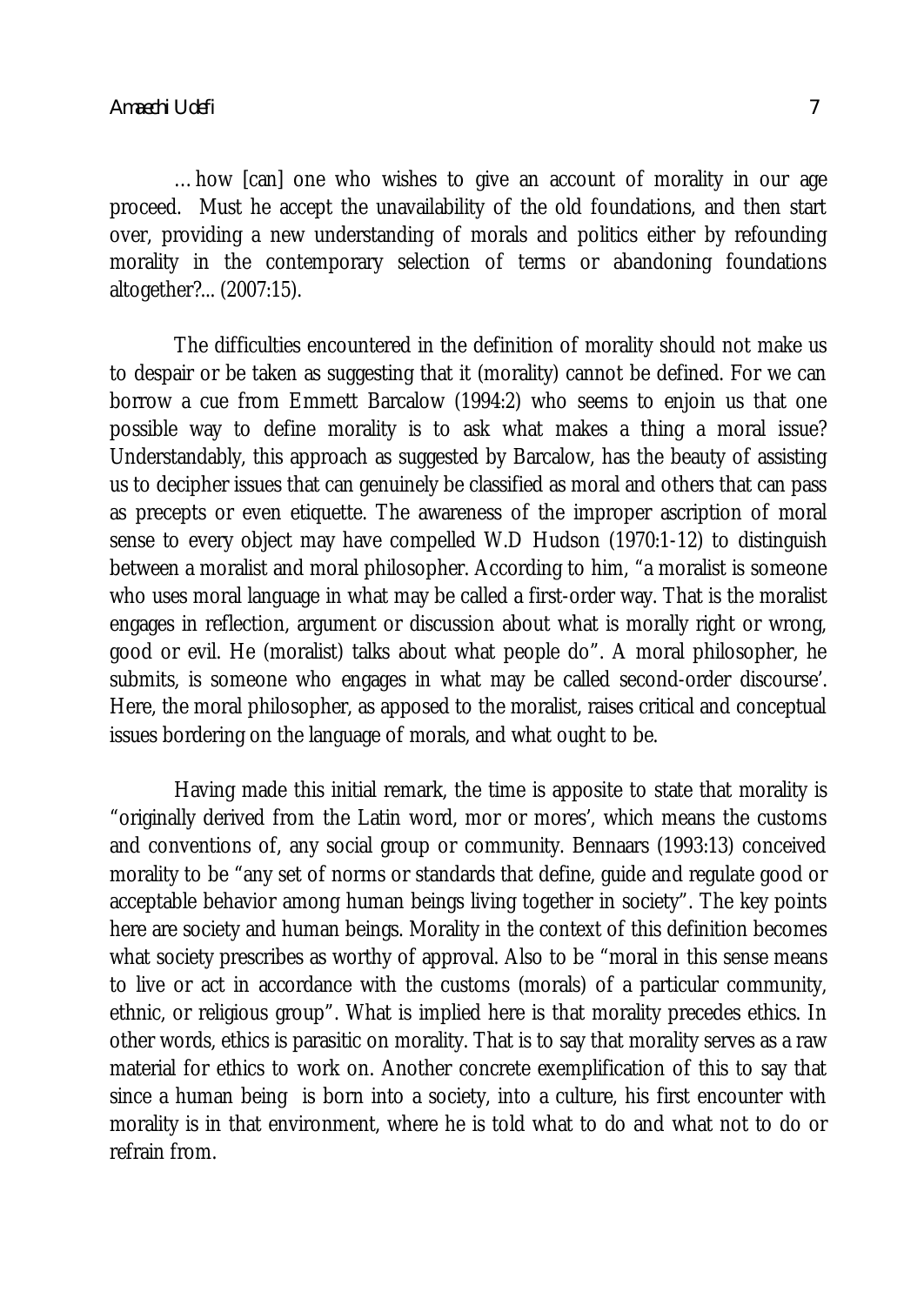…how [can] one who wishes to give an account of morality in our age proceed. Must he accept the unavailability of the old foundations, and then start over, providing a new understanding of morals and politics either by refounding morality in the contemporary selection of terms or abandoning foundations altogether?... (2007:15).

The difficulties encountered in the definition of morality should not make us to despair or be taken as suggesting that it (morality) cannot be defined. For we can borrow a cue from Emmett Barcalow (1994:2) who seems to enjoin us that one possible way to define morality is to ask what makes a thing a moral issue? Understandably, this approach as suggested by Barcalow, has the beauty of assisting us to decipher issues that can genuinely be classified as moral and others that can pass as precepts or even etiquette. The awareness of the improper ascription of moral sense to every object may have compelled W.D Hudson (1970:1-12) to distinguish between a moralist and moral philosopher. According to him, "a moralist is someone who uses moral language in what may be called a first-order way. That is the moralist engages in reflection, argument or discussion about what is morally right or wrong, good or evil. He (moralist) talks about what people do". A moral philosopher, he submits, is someone who engages in what may be called second-order discourse'. Here, the moral philosopher, as apposed to the moralist, raises critical and conceptual issues bordering on the language of morals, and what ought to be.

Having made this initial remark, the time is apposite to state that morality is "originally derived from the Latin word, mor or mores', which means the customs and conventions of, any social group or community. Bennaars (1993:13) conceived morality to be "any set of norms or standards that define, guide and regulate good or acceptable behavior among human beings living together in society". The key points here are society and human beings. Morality in the context of this definition becomes what society prescribes as worthy of approval. Also to be "moral in this sense means to live or act in accordance with the customs (morals) of a particular community, ethnic, or religious group". What is implied here is that morality precedes ethics. In other words, ethics is parasitic on morality. That is to say that morality serves as a raw material for ethics to work on. Another concrete exemplification of this to say that since a human being is born into a society, into a culture, his first encounter with morality is in that environment, where he is told what to do and what not to do or refrain from.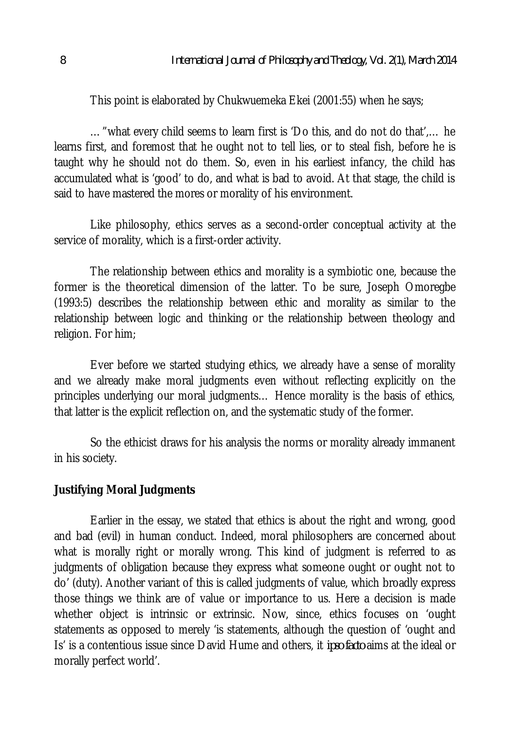This point is elaborated by Chukwuemeka Ekei (2001:55) when he says;

…"what every child seems to learn first is 'Do this, and do not do that',… he learns first, and foremost that he ought not to tell lies, or to steal fish, before he is taught why he should not do them. So, even in his earliest infancy, the child has accumulated what is 'good' to do, and what is bad to avoid. At that stage, the child is said to have mastered the mores or morality of his environment.

Like philosophy, ethics serves as a second-order conceptual activity at the service of morality, which is a first-order activity.

The relationship between ethics and morality is a symbiotic one, because the former is the theoretical dimension of the latter. To be sure, Joseph Omoregbe (1993:5) describes the relationship between ethic and morality as similar to the relationship between logic and thinking or the relationship between theology and religion. For him;

Ever before we started studying ethics, we already have a sense of morality and we already make moral judgments even without reflecting explicitly on the principles underlying our moral judgments… Hence morality is the basis of ethics, that latter is the explicit reflection on, and the systematic study of the former.

So the ethicist draws for his analysis the norms or morality already immanent in his society.

**Justifying Moral Judgments**

Earlier in the essay, we stated that ethics is about the right and wrong, good and bad (evil) in human conduct. Indeed, moral philosophers are concerned about what is morally right or morally wrong. This kind of judgment is referred to as judgments of obligation because they express what someone ought or ought not to do' (duty). Another variant of this is called judgments of value, which broadly express those things we think are of value or importance to us. Here a decision is made whether object is intrinsic or extrinsic. Now, since, ethics focuses on 'ought statements as opposed to merely 'is statements, although the question of 'ought and Is' is a contentious issue since David Hume and others, it *ipso facto* aims at the ideal or morally perfect world'.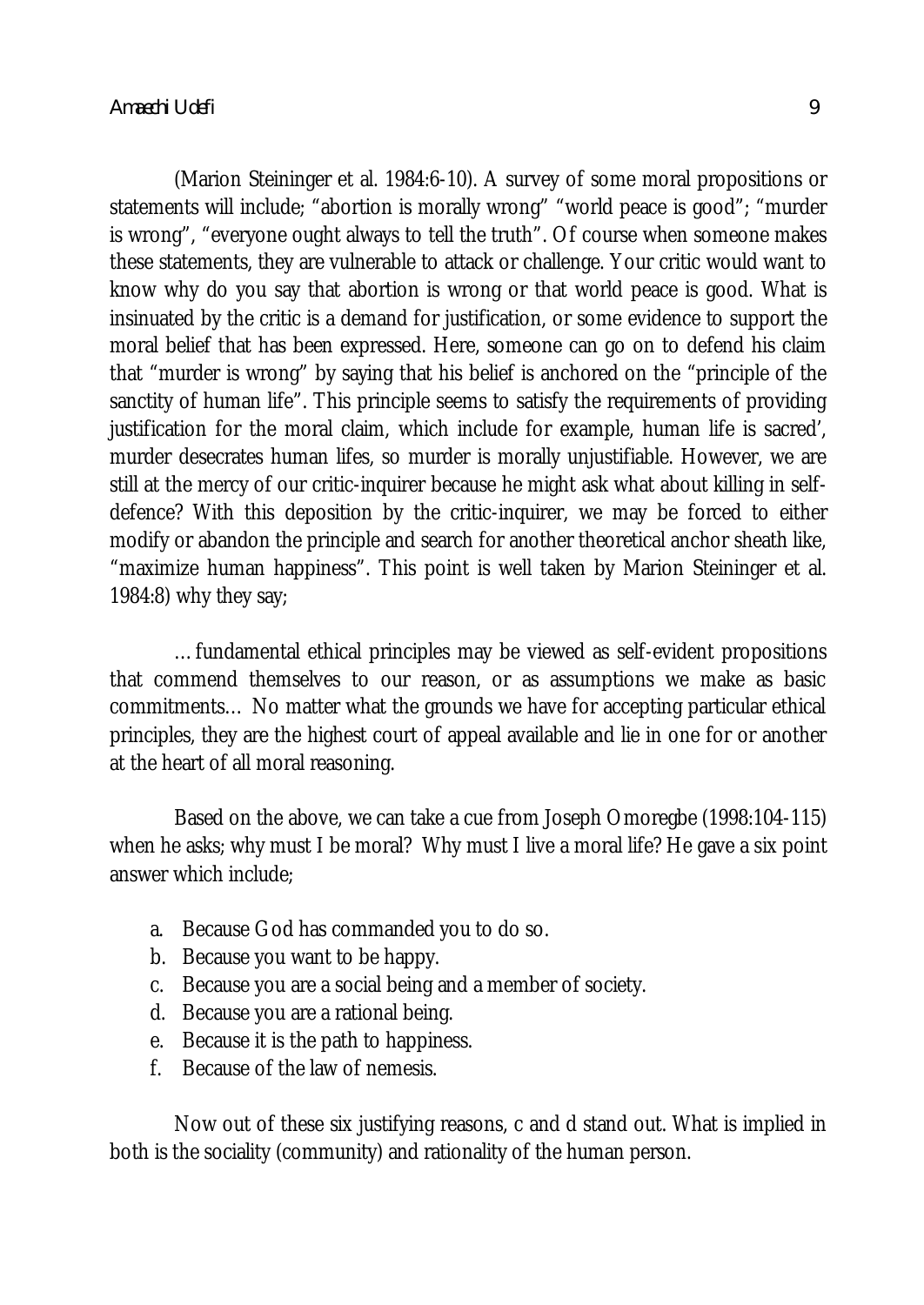(Marion Steininger et al. 1984:6-10). A survey of some moral propositions or statements will include; "abortion is morally wrong" "world peace is good"; "murder is wrong", "everyone ought always to tell the truth". Of course when someone makes these statements, they are vulnerable to attack or challenge. Your critic would want to know why do you say that abortion is wrong or that world peace is good. What is insinuated by the critic is a demand for justification, or some evidence to support the moral belief that has been expressed. Here, someone can go on to defend his claim that "murder is wrong" by saying that his belief is anchored on the "principle of the sanctity of human life". This principle seems to satisfy the requirements of providing justification for the moral claim, which include for example, human life is sacred', murder desecrates human lifes, so murder is morally unjustifiable. However, we are still at the mercy of our critic-inquirer because he might ask what about killing in self-defence? With this deposition by the critic-inquirer, we may be forced to either modify or abandon the principle and search for another theoretical anchor sheath like, "maximize human happiness". This point is well taken by Marion Steininger et al. 1984:8) why they say;

> …fundamental ethical principles may be viewed as self-evident propositions that commend themselves to our reason, or as assumptions we make as basic commitments… No matter what the grounds we have for accepting particular ethical principles, they are the highest court of appeal available and lie in one for or another at the heart of all moral reasoning.

Based on the above, we can take a cue from Joseph Omoregbe (1998:104-115) when he asks; why must I be moral? Why must I live a moral life? He gave a six point answer which include;

a. Because God has commanded you to do so.
b. Because you want to be happy.
c. Because you are a social being and a member of society.
d. Because you are a rational being.
e. Because it is the path to happiness.
f. Because of the law of nemesis.

Now out of these six justifying reasons, c and d stand out. What is implied in both is the sociality (community) and rationality of the human person.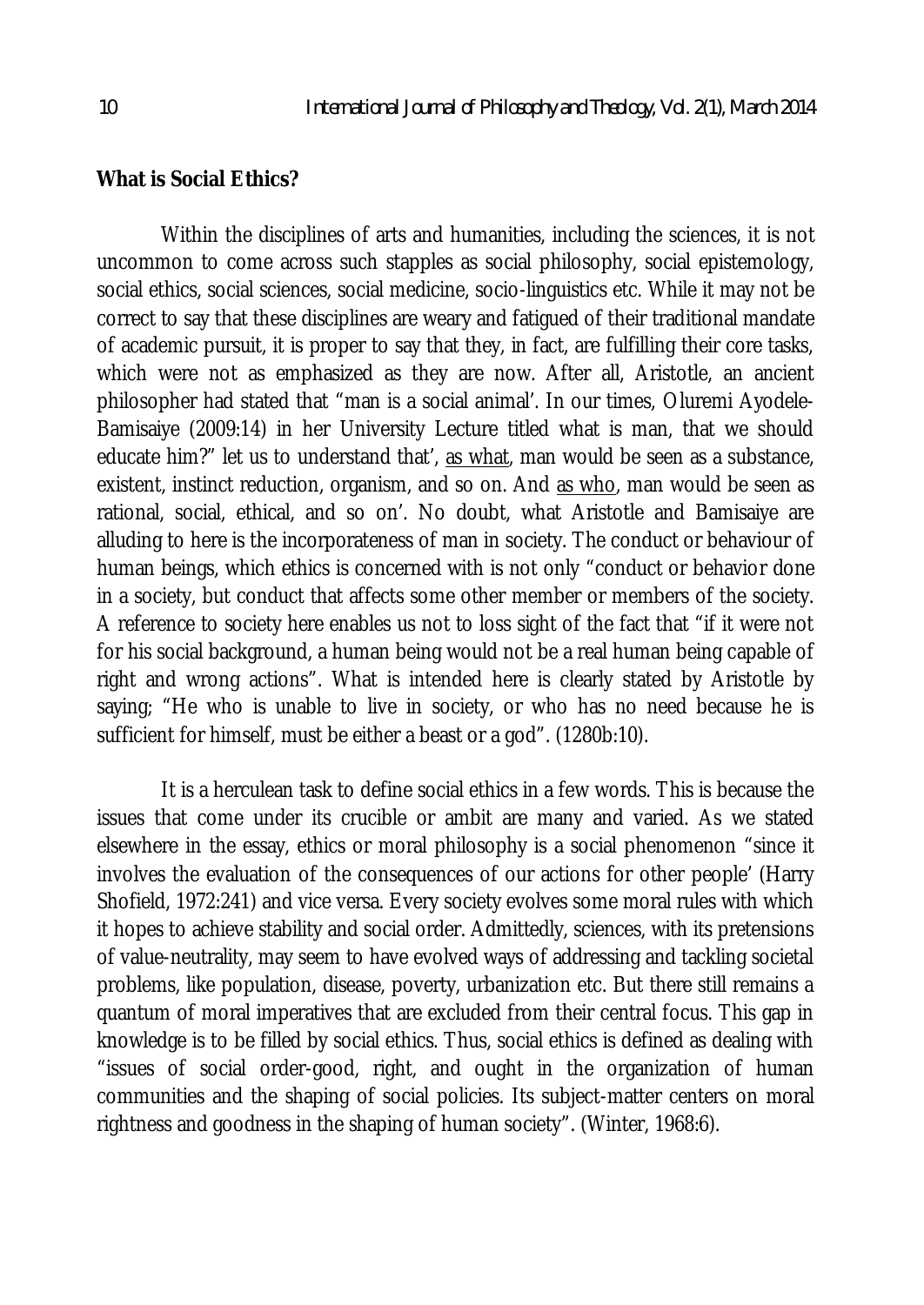**What is Social Ethics?**

Within the disciplines of arts and humanities, including the sciences, it is not uncommon to come across such stapples as social philosophy, social epistemology, social ethics, social sciences, social medicine, socio-linguistics etc. While it may not be correct to say that these disciplines are weary and fatigued of their traditional mandate of academic pursuit, it is proper to say that they, in fact, are fulfilling their core tasks, which were not as emphasized as they are now. After all, Aristotle, an ancient philosopher had stated that "man is a social animal'. In our times, Oluremi Ayodele-Bamisaiye (2009:14) in her University Lecture titled what is man, that we should educate him?" let us to understand that', as what, man would be seen as a substance, existent, instinct reduction, organism, and so on. And as who, man would be seen as rational, social, ethical, and so on'. No doubt, what Aristotle and Bamisaiye are alluding to here is the incorporateness of man in society. The conduct or behaviour of human beings, which ethics is concerned with is not only "conduct or behavior done in a society, but conduct that affects some other member or members of the society. A reference to society here enables us not to loss sight of the fact that "if it were not for his social background, a human being would not be a real human being capable of right and wrong actions". What is intended here is clearly stated by Aristotle by saying; "He who is unable to live in society, or who has no need because he is sufficient for himself, must be either a beast or a god". (1280b:10).

It is a herculean task to define social ethics in a few words. This is because the issues that come under its crucible or ambit are many and varied. As we stated elsewhere in the essay, ethics or moral philosophy is a social phenomenon "since it involves the evaluation of the consequences of our actions for other people' (Harry Shofield, 1972:241) and vice versa. Every society evolves some moral rules with which it hopes to achieve stability and social order. Admittedly, sciences, with its pretensions of value-neutrality, may seem to have evolved ways of addressing and tackling societal problems, like population, disease, poverty, urbanization etc. But there still remains a quantum of moral imperatives that are excluded from their central focus. This gap in knowledge is to be filled by social ethics. Thus, social ethics is defined as dealing with "issues of social order-good, right, and ought in the organization of human communities and the shaping of social policies. Its subject-matter centers on moral rightness and goodness in the shaping of human society". (Winter, 1968:6).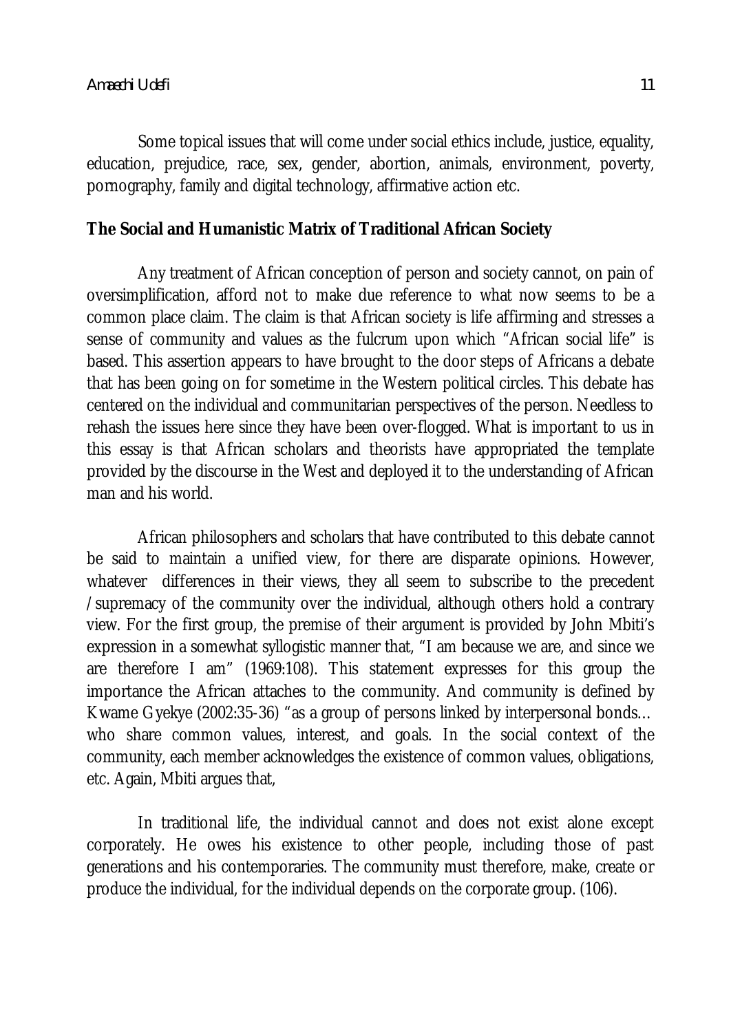Some topical issues that will come under social ethics include, justice, equality, education, prejudice, race, sex, gender, abortion, animals, environment, poverty, pornography, family and digital technology, affirmative action etc.

**The Social and Humanistic Matrix of Traditional African Society**

Any treatment of African conception of person and society cannot, on pain of oversimplification, afford not to make due reference to what now seems to be a common place claim. The claim is that African society is life affirming and stresses a sense of community and values as the fulcrum upon which "African social life" is based. This assertion appears to have brought to the door steps of Africans a debate that has been going on for sometime in the Western political circles. This debate has centered on the individual and communitarian perspectives of the person. Needless to rehash the issues here since they have been over-flogged. What is important to us in this essay is that African scholars and theorists have appropriated the template provided by the discourse in the West and deployed it to the understanding of African man and his world.

African philosophers and scholars that have contributed to this debate cannot be said to maintain a unified view, for there are disparate opinions. However, whatever differences in their views, they all seem to subscribe to the precedent /supremacy of the community over the individual, although others hold a contrary view. For the first group, the premise of their argument is provided by John Mbiti's expression in a somewhat syllogistic manner that, "I am because we are, and since we are therefore I am" (1969:108). This statement expresses for this group the importance the African attaches to the community. And community is defined by Kwame Gyekye (2002:35-36) "as a group of persons linked by interpersonal bonds… who share common values, interest, and goals. In the social context of the community, each member acknowledges the existence of common values, obligations, etc. Again, Mbiti argues that,

In traditional life, the individual cannot and does not exist alone except corporately. He owes his existence to other people, including those of past generations and his contemporaries. The community must therefore, make, create or produce the individual, for the individual depends on the corporate group. (106).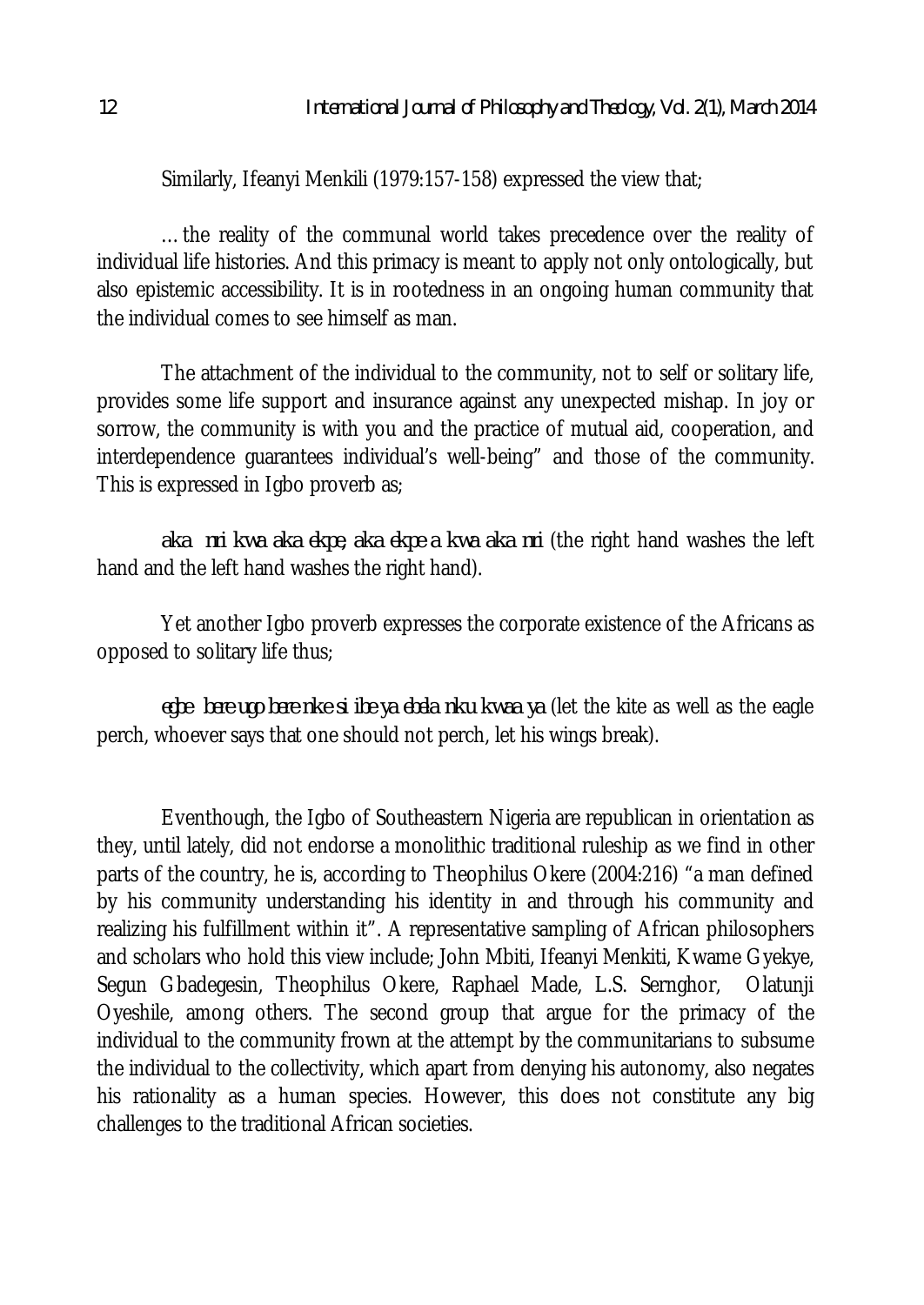Similarly, Ifeanyi Menkili (1979:157-158) expressed the view that;

…the reality of the communal world takes precedence over the reality of individual life histories. And this primacy is meant to apply not only ontologically, but also epistemic accessibility. It is in rootedness in an ongoing human community that the individual comes to see himself as man.

The attachment of the individual to the community, not to self or solitary life, provides some life support and insurance against any unexpected mishap. In joy or sorrow, the community is with you and the practice of mutual aid, cooperation, and interdependence guarantees individual's well-being" and those of the community. This is expressed in Igbo proverb as;

*aka nri kwa aka ekpe, aka ekpe a kwa aka nri* (the right hand washes the left hand and the left hand washes the right hand).

Yet another Igbo proverb expresses the corporate existence of the Africans as opposed to solitary life thus;

*egbe bere ugo bere nke si ibe ya ebela nku kwaa ya* (let the kite as well as the eagle perch, whoever says that one should not perch, let his wings break).

Eventhough, the Igbo of Southeastern Nigeria are republican in orientation as they, until lately, did not endorse a monolithic traditional ruleship as we find in other parts of the country, he is, according to Theophilus Okere (2004:216) "a man defined by his community understanding his identity in and through his community and realizing his fulfillment within it". A representative sampling of African philosophers and scholars who hold this view include; John Mbiti, Ifeanyi Menkiti, Kwame Gyekye, Segun Gbadegesin, Theophilus Okere, Raphael Made, L.S. Sernghor, Olatunji Oyeshile, among others. The second group that argue for the primacy of the individual to the community frown at the attempt by the communitarians to subsume the individual to the collectivity, which apart from denying his autonomy, also negates his rationality as a human species. However, this does not constitute any big challenges to the traditional African societies.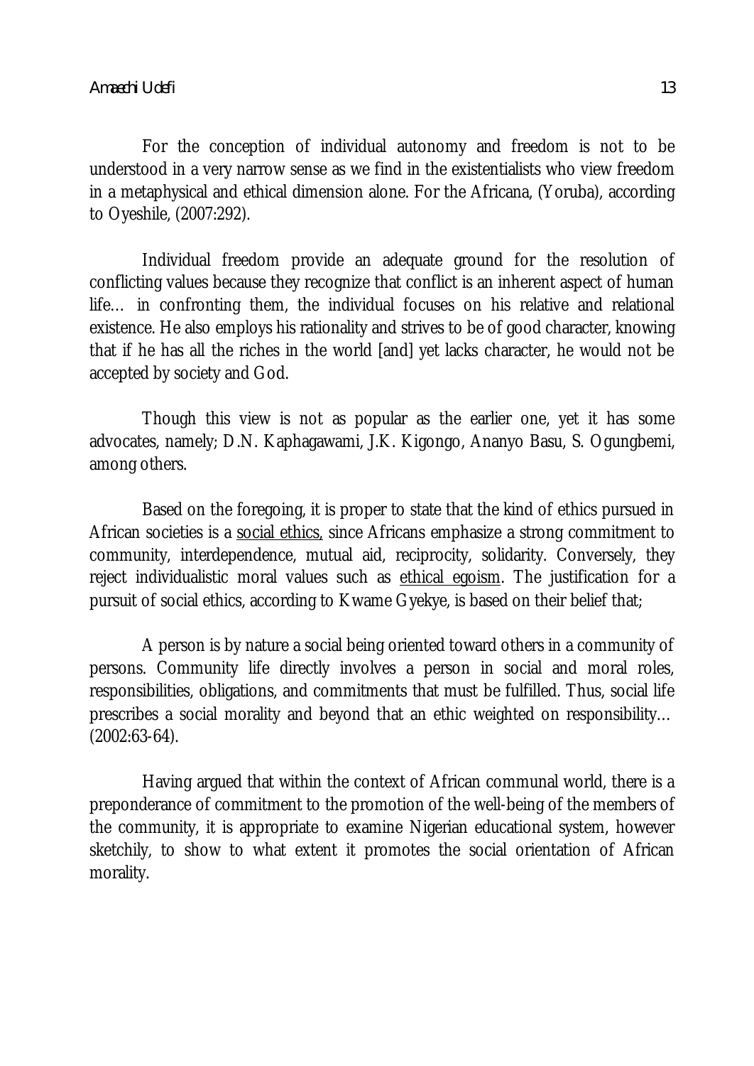For the conception of individual autonomy and freedom is not to be understood in a very narrow sense as we find in the existentialists who view freedom in a metaphysical and ethical dimension alone. For the Africana, (Yoruba), according to Oyeshile, (2007:292).

> Individual freedom provide an adequate ground for the resolution of conflicting values because they recognize that conflict is an inherent aspect of human life… in confronting them, the individual focuses on his relative and relational existence. He also employs his rationality and strives to be of good character, knowing that if he has all the riches in the world [and] yet lacks character, he would not be accepted by society and God.

Though this view is not as popular as the earlier one, yet it has some advocates, namely; D.N. Kaphagawami, J.K. Kigongo, Ananyo Basu, S. Ogungbemi, among others.

Based on the foregoing, it is proper to state that the kind of ethics pursued in African societies is a <u>social ethics,</u> since Africans emphasize a strong commitment to community, interdependence, mutual aid, reciprocity, solidarity. Conversely, they reject individualistic moral values such as <u>ethical egoism</u>. The justification for a pursuit of social ethics, according to Kwame Gyekye, is based on their belief that;

> A person is by nature a social being oriented toward others in a community of persons. Community life directly involves a person in social and moral roles, responsibilities, obligations, and commitments that must be fulfilled. Thus, social life prescribes a social morality and beyond that an ethic weighted on responsibility… (2002:63-64).

Having argued that within the context of African communal world, there is a preponderance of commitment to the promotion of the well-being of the members of the community, it is appropriate to examine Nigerian educational system, however sketchily, to show to what extent it promotes the social orientation of African morality.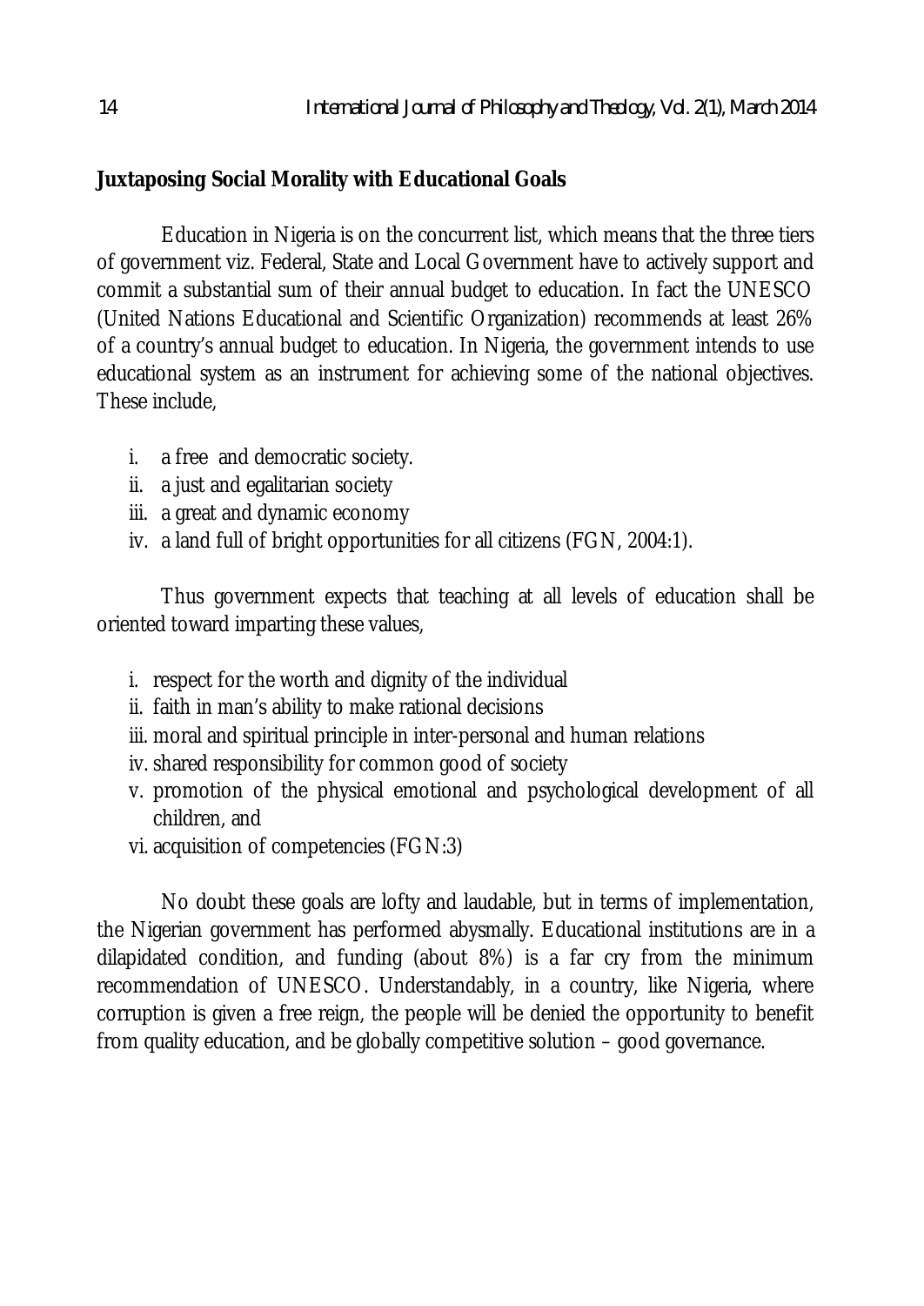### Juxtaposing Social Morality with Educational Goals

Education in Nigeria is on the concurrent list, which means that the three tiers of government viz. Federal, State and Local Government have to actively support and commit a substantial sum of their annual budget to education. In fact the UNESCO (United Nations Educational and Scientific Organization) recommends at least 26% of a country's annual budget to education. In Nigeria, the government intends to use educational system as an instrument for achieving some of the national objectives. These include,

i. a free and democratic society.
ii. a just and egalitarian society
iii. a great and dynamic economy
iv. a land full of bright opportunities for all citizens (FGN, 2004:1).

Thus government expects that teaching at all levels of education shall be oriented toward imparting these values,

i. respect for the worth and dignity of the individual
ii. faith in man's ability to make rational decisions
iii. moral and spiritual principle in inter-personal and human relations
iv. shared responsibility for common good of society
v. promotion of the physical emotional and psychological development of all children, and
vi. acquisition of competencies (FGN:3)

No doubt these goals are lofty and laudable, but in terms of implementation, the Nigerian government has performed abysmally. Educational institutions are in a dilapidated condition, and funding (about 8%) is a far cry from the minimum recommendation of UNESCO. Understandably, in a country, like Nigeria, where corruption is given a free reign, the people will be denied the opportunity to benefit from quality education, and be globally competitive solution – good governance.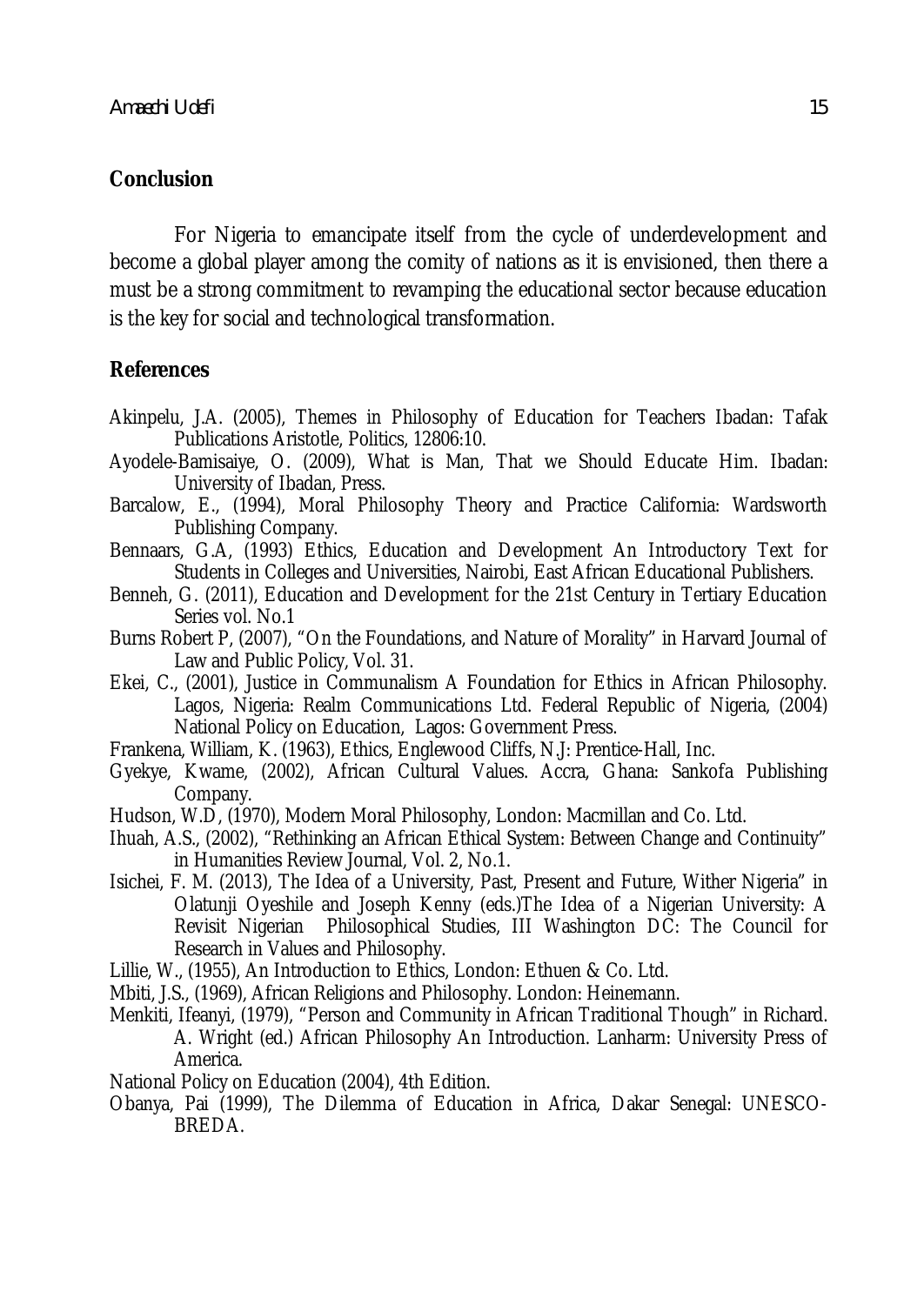## Conclusion

For Nigeria to emancipate itself from the cycle of underdevelopment and become a global player among the comity of nations as it is envisioned, then there a must be a strong commitment to revamping the educational sector because education is the key for social and technological transformation.

## References

Akinpelu, J.A. (2005), Themes in Philosophy of Education for Teachers Ibadan: Tafak Publications Aristotle, Politics, 12806:10.

Ayodele-Bamisaiye, O. (2009), What is Man, That we Should Educate Him. Ibadan: University of Ibadan, Press.

Barcalow, E., (1994), Moral Philosophy Theory and Practice California: Wardsworth Publishing Company.

Bennaars, G.A, (1993) Ethics, Education and Development An Introductory Text for Students in Colleges and Universities, Nairobi, East African Educational Publishers.

Benneh, G. (2011), Education and Development for the 21st Century in Tertiary Education Series vol. No.1

Burns Robert P, (2007), "On the Foundations, and Nature of Morality" in Harvard Journal of Law and Public Policy, Vol. 31.

Ekei, C., (2001), Justice in Communalism A Foundation for Ethics in African Philosophy. Lagos, Nigeria: Realm Communications Ltd. Federal Republic of Nigeria, (2004) National Policy on Education, Lagos: Government Press.

Frankena, William, K. (1963), Ethics, Englewood Cliffs, N.J: Prentice-Hall, Inc.

Gyekye, Kwame, (2002), African Cultural Values. Accra, Ghana: Sankofa Publishing Company.

Hudson, W.D, (1970), Modern Moral Philosophy, London: Macmillan and Co. Ltd.

Ihuah, A.S., (2002), "Rethinking an African Ethical System: Between Change and Continuity" in Humanities Review Journal, Vol. 2, No.1.

Isichei, F. M. (2013), The Idea of a University, Past, Present and Future, Wither Nigeria" in Olatunji Oyeshile and Joseph Kenny (eds.)The Idea of a Nigerian University: A Revisit Nigerian Philosophical Studies, III Washington DC: The Council for Research in Values and Philosophy.

Lillie, W., (1955), An Introduction to Ethics, London: Ethuen & Co. Ltd.

Mbiti, J.S., (1969), African Religions and Philosophy. London: Heinemann.

Menkiti, Ifeanyi, (1979), "Person and Community in African Traditional Though" in Richard. A. Wright (ed.) African Philosophy An Introduction. Lanharm: University Press of America.

National Policy on Education (2004), 4th Edition.

Obanya, Pai (1999), The Dilemma of Education in Africa, Dakar Senegal: UNESCO-BREDA.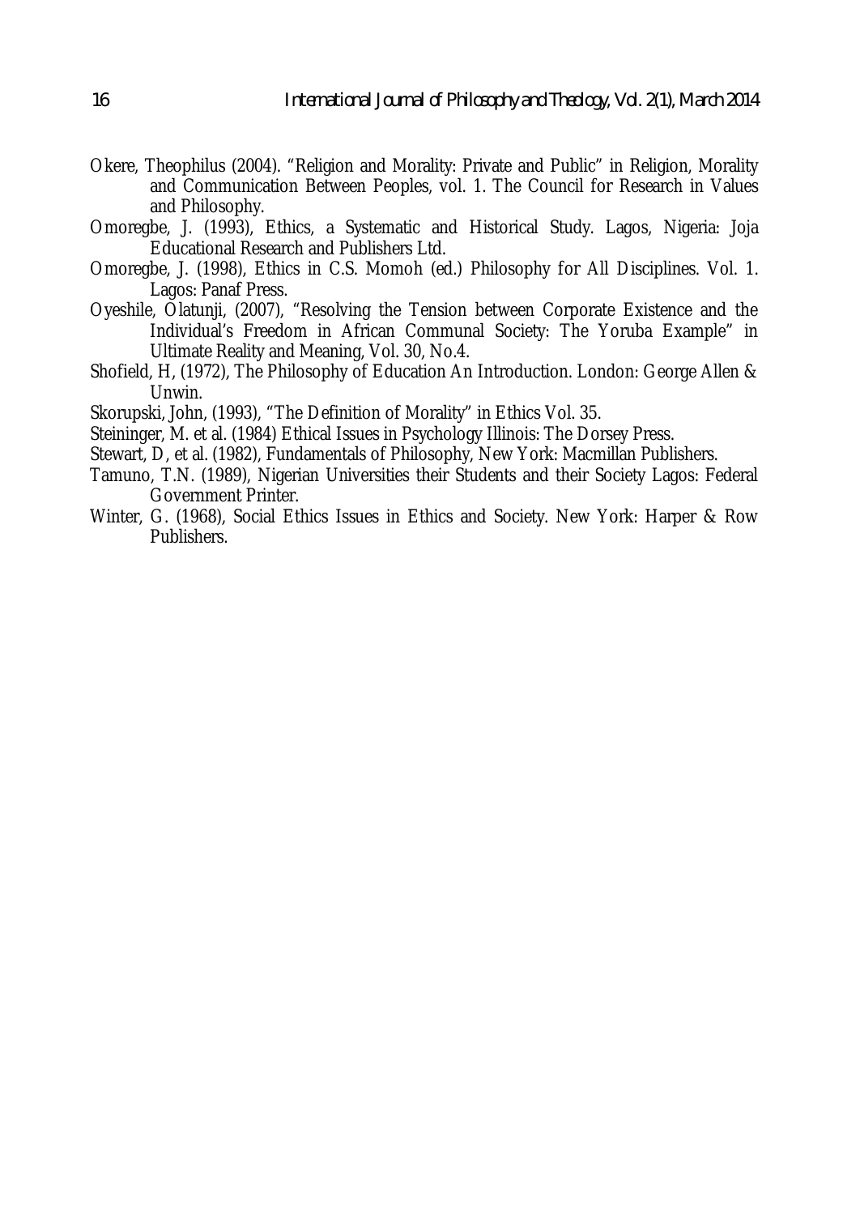Okere, Theophilus (2004). "Religion and Morality: Private and Public" in Religion, Morality and Communication Between Peoples, vol. 1. The Council for Research in Values and Philosophy.

Omoregbe, J. (1993), Ethics, a Systematic and Historical Study. Lagos, Nigeria: Joja Educational Research and Publishers Ltd.

Omoregbe, J. (1998), Ethics in C.S. Momoh (ed.) Philosophy for All Disciplines. Vol. 1. Lagos: Panaf Press.

Oyeshile, Olatunji, (2007), "Resolving the Tension between Corporate Existence and the Individual's Freedom in African Communal Society: The Yoruba Example" in Ultimate Reality and Meaning, Vol. 30, No.4.

Shofield, H, (1972), The Philosophy of Education An Introduction. London: George Allen & Unwin.

Skorupski, John, (1993), "The Definition of Morality" in Ethics Vol. 35.

Steininger, M. et al. (1984) Ethical Issues in Psychology Illinois: The Dorsey Press.

Stewart, D, et al. (1982), Fundamentals of Philosophy, New York: Macmillan Publishers.

Tamuno, T.N. (1989), Nigerian Universities their Students and their Society Lagos: Federal Government Printer.

Winter, G. (1968), Social Ethics Issues in Ethics and Society. New York: Harper & Row Publishers.